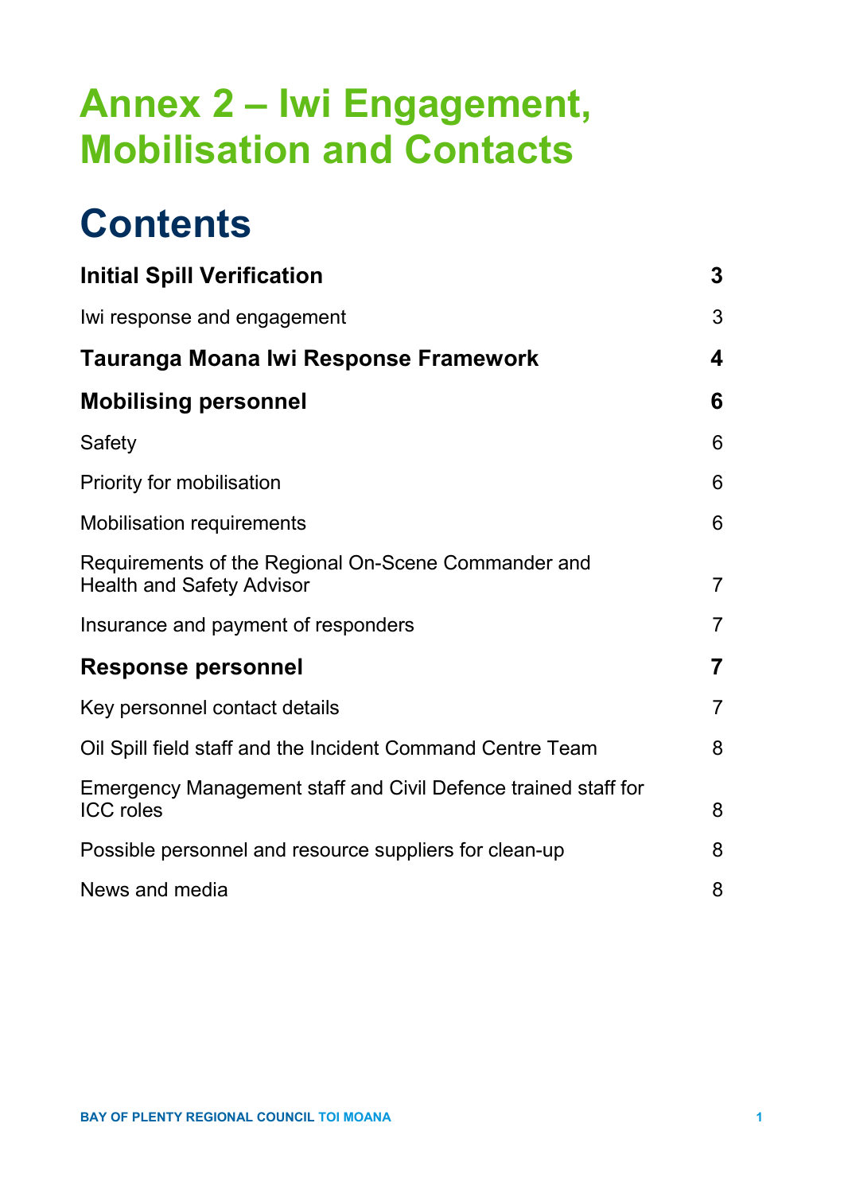# Annex 2 – Iwi Engagement, Mobilisation and Contacts

## Contents

| | |
|---|---|
| **Initial Spill Verification** | **3** |
| Iwi response and engagement | 3 |
| **Tauranga Moana Iwi Response Framework** | **4** |
| **Mobilising personnel** | **6** |
| Safety | 6 |
| Priority for mobilisation | 6 |
| Mobilisation requirements | 6 |
| Requirements of the Regional On-Scene Commander and Health and Safety Advisor | 7 |
| Insurance and payment of responders | 7 |
| **Response personnel** | **7** |
| Key personnel contact details | 7 |
| Oil Spill field staff and the Incident Command Centre Team | 8 |
| Emergency Management staff and Civil Defence trained staff for ICC roles | 8 |
| Possible personnel and resource suppliers for clean-up | 8 |
| News and media | 8 |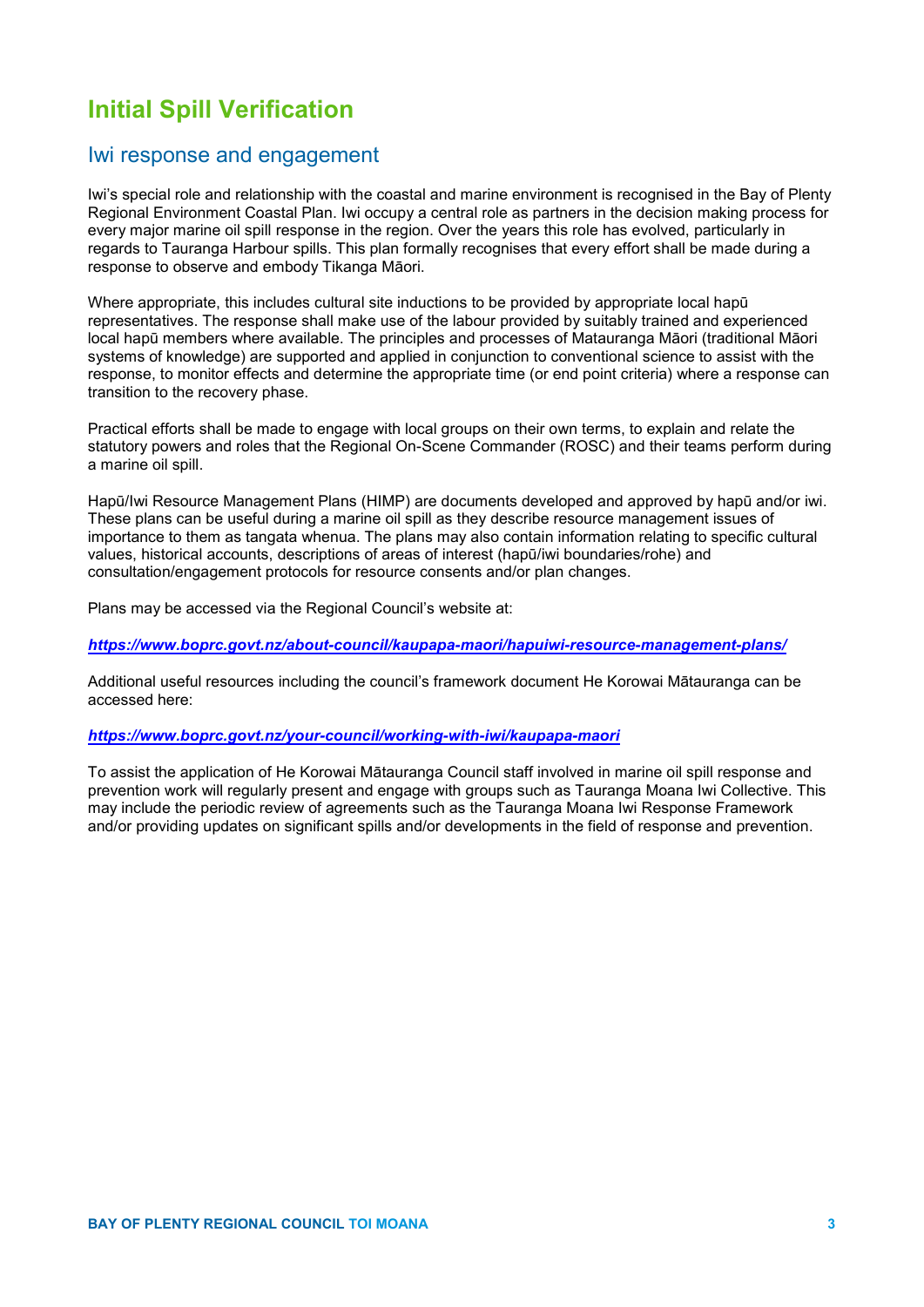# Initial Spill Verification

## Iwi response and engagement

Iwi's special role and relationship with the coastal and marine environment is recognised in the Bay of Plenty Regional Environment Coastal Plan. Iwi occupy a central role as partners in the decision making process for every major marine oil spill response in the region. Over the years this role has evolved, particularly in regards to Tauranga Harbour spills. This plan formally recognises that every effort shall be made during a response to observe and embody Tikanga Māori.

Where appropriate, this includes cultural site inductions to be provided by appropriate local hapū representatives. The response shall make use of the labour provided by suitably trained and experienced local hapū members where available. The principles and processes of Matauranga Māori (traditional Māori systems of knowledge) are supported and applied in conjunction to conventional science to assist with the response, to monitor effects and determine the appropriate time (or end point criteria) where a response can transition to the recovery phase.

Practical efforts shall be made to engage with local groups on their own terms, to explain and relate the statutory powers and roles that the Regional On-Scene Commander (ROSC) and their teams perform during a marine oil spill.

Hapū/Iwi Resource Management Plans (HIMP) are documents developed and approved by hapū and/or iwi. These plans can be useful during a marine oil spill as they describe resource management issues of importance to them as tangata whenua. The plans may also contain information relating to specific cultural values, historical accounts, descriptions of areas of interest (hapū/iwi boundaries/rohe) and consultation/engagement protocols for resource consents and/or plan changes.

Plans may be accessed via the Regional Council's website at:

***https://www.boprc.govt.nz/about-council/kaupapa-maori/hapuiwi-resource-management-plans/***

Additional useful resources including the council's framework document He Korowai Mātauranga can be accessed here:

***https://www.boprc.govt.nz/your-council/working-with-iwi/kaupapa-maori***

To assist the application of He Korowai Mātauranga Council staff involved in marine oil spill response and prevention work will regularly present and engage with groups such as Tauranga Moana Iwi Collective. This may include the periodic review of agreements such as the Tauranga Moana Iwi Response Framework and/or providing updates on significant spills and/or developments in the field of response and prevention.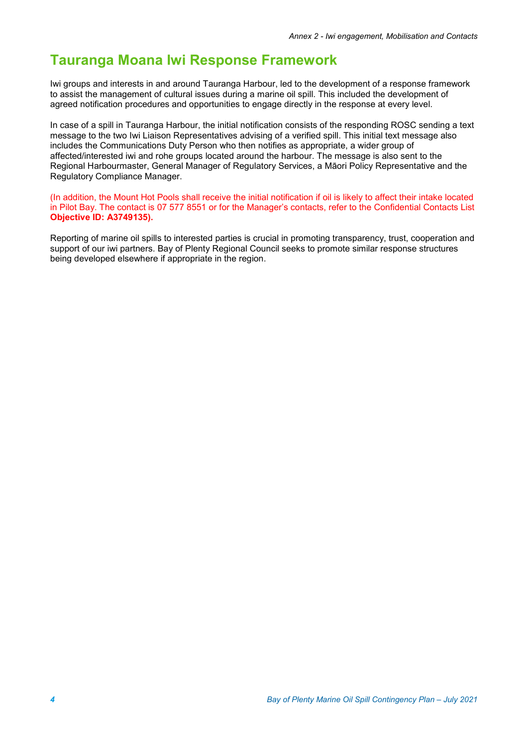# Tauranga Moana Iwi Response Framework

Iwi groups and interests in and around Tauranga Harbour, led to the development of a response framework to assist the management of cultural issues during a marine oil spill. This included the development of agreed notification procedures and opportunities to engage directly in the response at every level.

In case of a spill in Tauranga Harbour, the initial notification consists of the responding ROSC sending a text message to the two Iwi Liaison Representatives advising of a verified spill. This initial text message also includes the Communications Duty Person who then notifies as appropriate, a wider group of affected/interested iwi and rohe groups located around the harbour. The message is also sent to the Regional Harbourmaster, General Manager of Regulatory Services, a Māori Policy Representative and the Regulatory Compliance Manager.

(In addition, the Mount Hot Pools shall receive the initial notification if oil is likely to affect their intake located in Pilot Bay. The contact is 07 577 8551 or for the Manager's contacts, refer to the Confidential Contacts List **Objective ID: A3749135).**

Reporting of marine oil spills to interested parties is crucial in promoting transparency, trust, cooperation and support of our iwi partners. Bay of Plenty Regional Council seeks to promote similar response structures being developed elsewhere if appropriate in the region.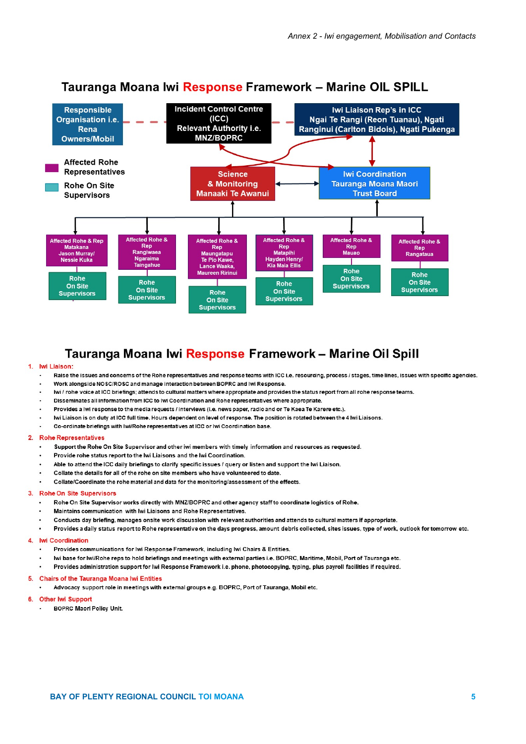# Tauranga Moana Iwi Response Framework – Marine OIL SPILL

Responsible Organisation i.e. Rena Owners/Mobil

Incident Control Centre (ICC) Relevant Authority i.e. MNZ/BOPRC

Iwi Liaison Rep's in ICC Ngai Te Rangi (Reon Tuanau), Ngati Ranginui (Carlton Bidois), Ngati Pukenga

Affected Rohe Representatives

Rohe On Site Supervisors

Science & Monitoring Manaaki Te Awanui

Iwi Coordination Tauranga Moana Maori Trust Board

| Affected Rohe & Rep Matakana Jason Murray/ Nessie Kuka | Affected Rohe & Rep Rangiwaea Ngaraima Taingahue | Affected Rohe & Rep Maungatapu Te Pio Kawe, Lance Waaka, Maureen Ririnui | Affected Rohe & Rep Matapihi Hayden Henry/ Kia Maia Ellis | Affected Rohe & Rep Mauao | Affected Rohe & Rep Rangataua |
|---|---|---|---|---|---|
| Rohe On Site Supervisors | Rohe On Site Supervisors | Rohe On Site Supervisors | Rohe On Site Supervisors | Rohe On Site Supervisors | Rohe On Site Supervisors |

# Tauranga Moana Iwi Response Framework – Marine Oil Spill

1. **Iwi Liaison:**
   - Raise the issues and concerns of the Rohe representatives and response teams with ICC i.e. resourcing, process / stages, time lines, issues with specific agencies.
   - Work alongside NOSC/ROSC and manage interaction between BOPRC and Iwi Response.
   - Iwi / rohe voice at ICC briefings; attends to cultural matters where appropriate and provides the status report from all rohe response teams.
   - Disseminates all information from ICC to Iwi Coordination and Rohe representatives where appropriate.
   - Provides a Iwi response to the media requests / interviews (i.e. news paper, radio and or Te Kaea Te Karere etc.).
   - Iwi Liaison is on duty at ICC full time. Hours dependent on level of response. The position is rotated between the 4 Iwi Liaisons.
   - Co-ordinate briefings with Iwi/Rohe representatives at ICC or Iwi Coordination base.
2. **Rohe Representatives**
   - Support the Rohe On Site Supervisor and other iwi members with timely information and resources as requested.
   - Provide rohe status report to the Iwi Liaisons and the Iwi Coordination.
   - Able to attend the ICC daily briefings to clarify specific issues / query or listen and support the Iwi Liaison.
   - Collate the details for all of the rohe on site members who have volunteered to date.
   - Collate/Coordinate the rohe material and data for the monitoring/assessment of the effects.
3. **Rohe On Site Supervisors**
   - Rohe On Site Supervisor works directly with MNZ/BOPRC and other agency staff to coordinate logistics of Rohe.
   - Maintains communication with Iwi Liaisons and Rohe Representatives.
   - Conducts day briefing, manages onsite work discussion with relevant authorities and attends to cultural matters if appropriate.
   - Provides a daily status report to Rohe representative on the days progress, amount debris collected, sites issues, type of work, outlook for tomorrow etc.
4. **Iwi Coordination**
   - Provides communications for Iwi Response Framework, including Iwi Chairs & Entities.
   - Iwi base for Iwi/Rohe reps to hold briefings and meetings with external parties i.e. BOPRC, Maritime, Mobil, Port of Tauranga etc.
   - Provides administration support for Iwi Response Framework i.e. phone, photocopying, typing, plus payroll facilities if required.
5. **Chairs of the Tauranga Moana Iwi Entities**
   - Advocacy support role in meetings with external groups e.g. BOPRC, Port of Tauranga, Mobil etc.
6. **Other Iwi Support**
   - BOPRC Maori Policy Unit.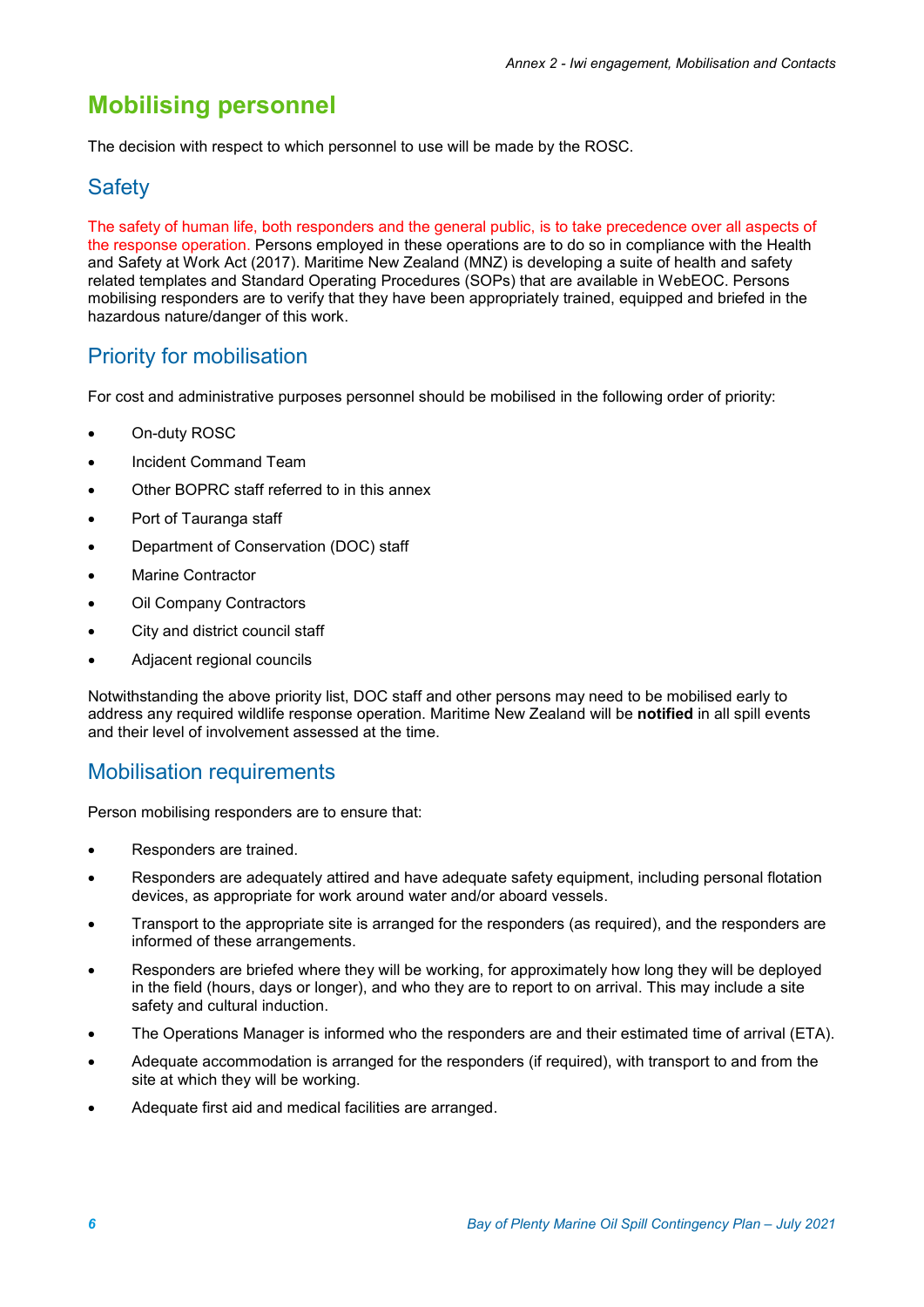# Mobilising personnel

The decision with respect to which personnel to use will be made by the ROSC.

## Safety

The safety of human life, both responders and the general public, is to take precedence over all aspects of the response operation. Persons employed in these operations are to do so in compliance with the Health and Safety at Work Act (2017). Maritime New Zealand (MNZ) is developing a suite of health and safety related templates and Standard Operating Procedures (SOPs) that are available in WebEOC. Persons mobilising responders are to verify that they have been appropriately trained, equipped and briefed in the hazardous nature/danger of this work.

## Priority for mobilisation

For cost and administrative purposes personnel should be mobilised in the following order of priority:

- On-duty ROSC
- Incident Command Team
- Other BOPRC staff referred to in this annex
- Port of Tauranga staff
- Department of Conservation (DOC) staff
- Marine Contractor
- Oil Company Contractors
- City and district council staff
- Adjacent regional councils

Notwithstanding the above priority list, DOC staff and other persons may need to be mobilised early to address any required wildlife response operation. Maritime New Zealand will be **notified** in all spill events and their level of involvement assessed at the time.

## Mobilisation requirements

Person mobilising responders are to ensure that:

- Responders are trained.
- Responders are adequately attired and have adequate safety equipment, including personal flotation devices, as appropriate for work around water and/or aboard vessels.
- Transport to the appropriate site is arranged for the responders (as required), and the responders are informed of these arrangements.
- Responders are briefed where they will be working, for approximately how long they will be deployed in the field (hours, days or longer), and who they are to report to on arrival. This may include a site safety and cultural induction.
- The Operations Manager is informed who the responders are and their estimated time of arrival (ETA).
- Adequate accommodation is arranged for the responders (if required), with transport to and from the site at which they will be working.
- Adequate first aid and medical facilities are arranged.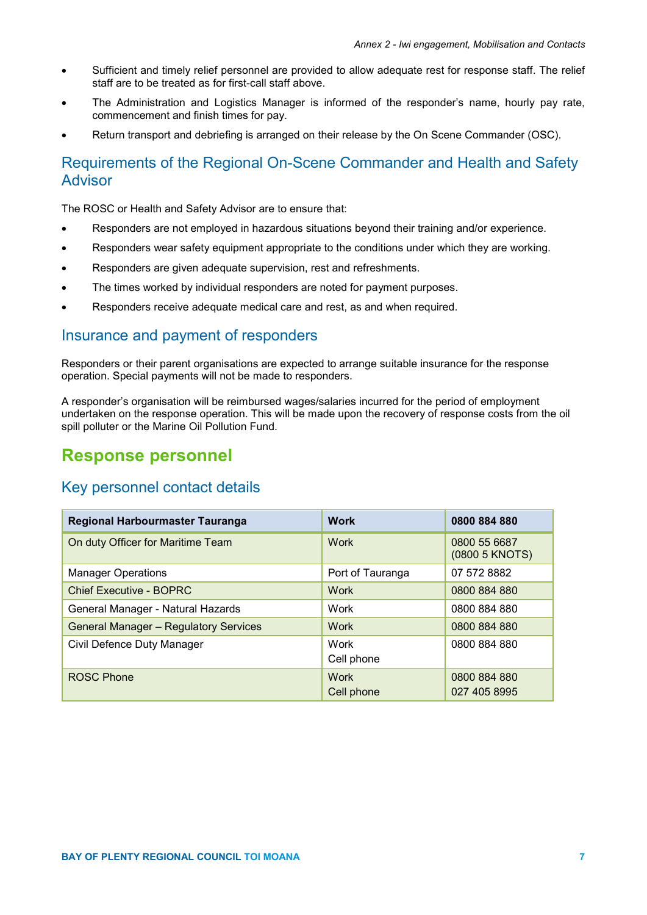- Sufficient and timely relief personnel are provided to allow adequate rest for response staff. The relief staff are to be treated as for first-call staff above.
- The Administration and Logistics Manager is informed of the responder's name, hourly pay rate, commencement and finish times for pay.
- Return transport and debriefing is arranged on their release by the On Scene Commander (OSC).

### Requirements of the Regional On-Scene Commander and Health and Safety Advisor

The ROSC or Health and Safety Advisor are to ensure that:

- Responders are not employed in hazardous situations beyond their training and/or experience.
- Responders wear safety equipment appropriate to the conditions under which they are working.
- Responders are given adequate supervision, rest and refreshments.
- The times worked by individual responders are noted for payment purposes.
- Responders receive adequate medical care and rest, as and when required.

### Insurance and payment of responders

Responders or their parent organisations are expected to arrange suitable insurance for the response operation. Special payments will not be made to responders.

A responder's organisation will be reimbursed wages/salaries incurred for the period of employment undertaken on the response operation. This will be made upon the recovery of response costs from the oil spill polluter or the Marine Oil Pollution Fund.

## Response personnel

### Key personnel contact details

| Regional Harbourmaster Tauranga | Work | 0800 884 880 |
|---|---|---|
| On duty Officer for Maritime Team | Work | 0800 55 6687 (0800 5 KNOTS) |
| Manager Operations | Port of Tauranga | 07 572 8882 |
| Chief Executive - BOPRC | Work | 0800 884 880 |
| General Manager - Natural Hazards | Work | 0800 884 880 |
| General Manager – Regulatory Services | Work | 0800 884 880 |
| Civil Defence Duty Manager | Work<br>Cell phone | 0800 884 880 |
| ROSC Phone | Work<br>Cell phone | 0800 884 880<br>027 405 8995 |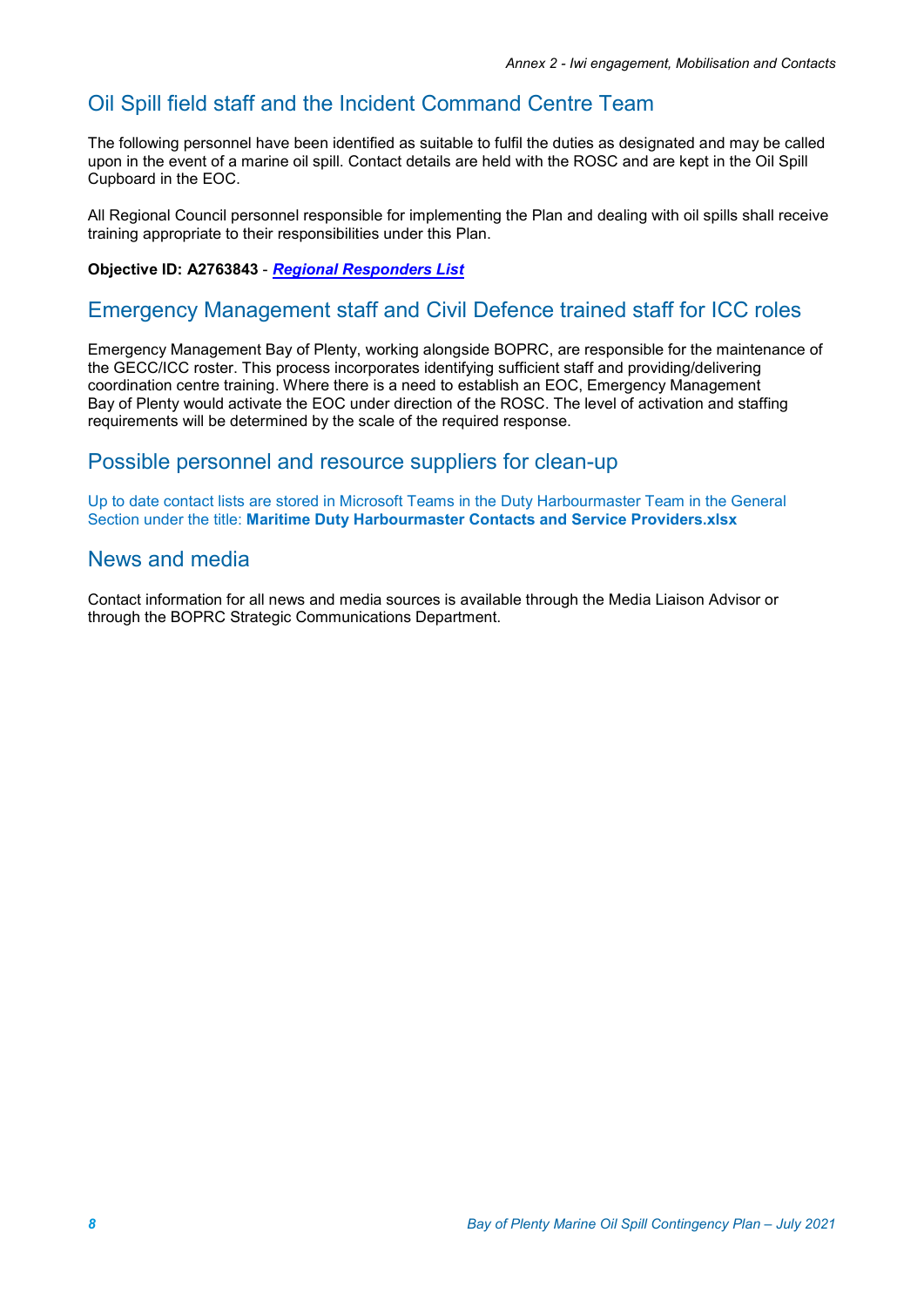## Oil Spill field staff and the Incident Command Centre Team

The following personnel have been identified as suitable to fulfil the duties as designated and may be called upon in the event of a marine oil spill. Contact details are held with the ROSC and are kept in the Oil Spill Cupboard in the EOC.

All Regional Council personnel responsible for implementing the Plan and dealing with oil spills shall receive training appropriate to their responsibilities under this Plan.

**Objective ID: A2763843** - ***Regional Responders List***

## Emergency Management staff and Civil Defence trained staff for ICC roles

Emergency Management Bay of Plenty, working alongside BOPRC, are responsible for the maintenance of the GECC/ICC roster. This process incorporates identifying sufficient staff and providing/delivering coordination centre training. Where there is a need to establish an EOC, Emergency Management Bay of Plenty would activate the EOC under direction of the ROSC. The level of activation and staffing requirements will be determined by the scale of the required response.

## Possible personnel and resource suppliers for clean-up

Up to date contact lists are stored in Microsoft Teams in the Duty Harbourmaster Team in the General Section under the title: **Maritime Duty Harbourmaster Contacts and Service Providers.xlsx**

## News and media

Contact information for all news and media sources is available through the Media Liaison Advisor or through the BOPRC Strategic Communications Department.